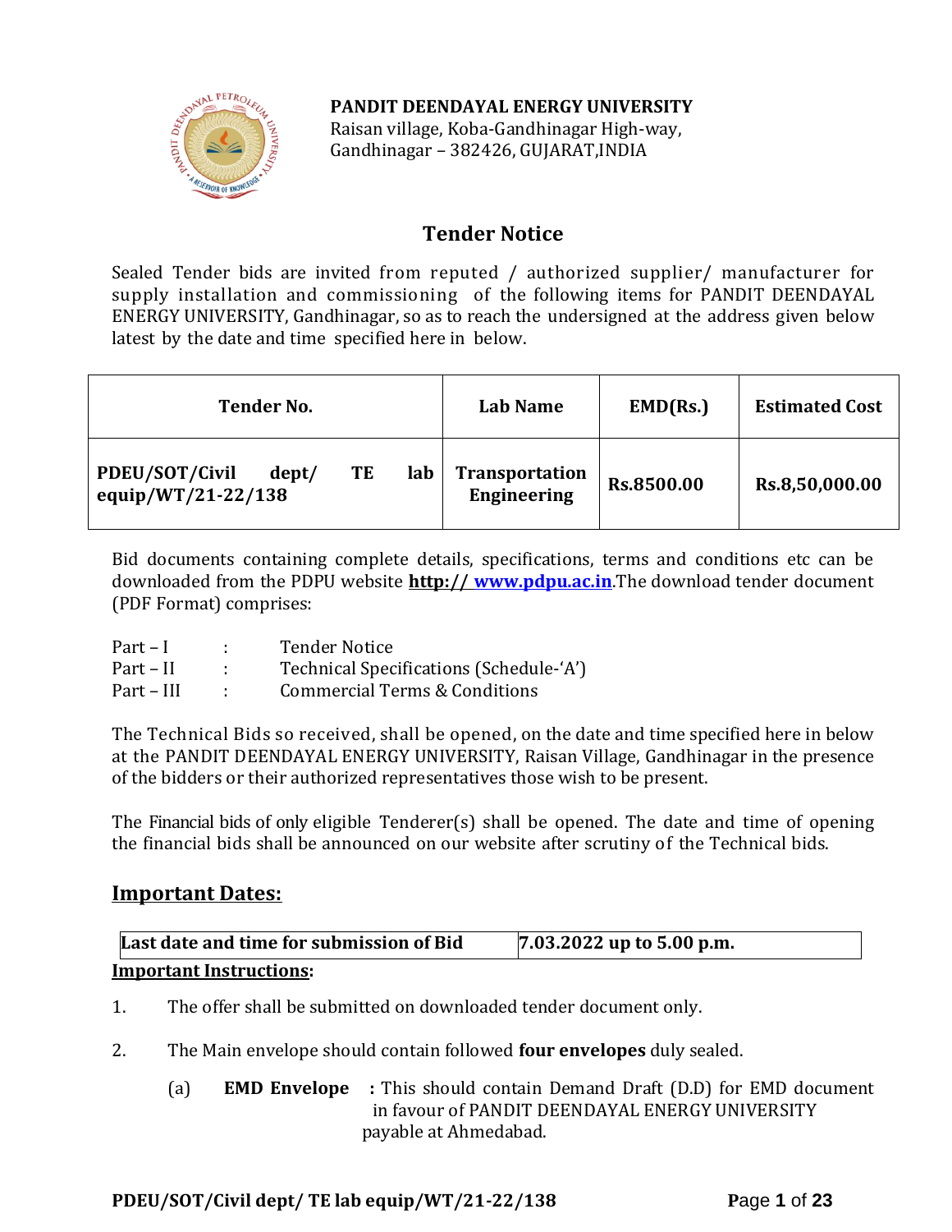**PANDIT DEENDAYAL ENERGY UNIVERSITY**
Raisan village, Koba-Gandhinagar High-way,
Gandhinagar – 382426, GUJARAT,INDIA

# Tender Notice

Sealed Tender bids are invited from reputed / authorized supplier/ manufacturer for supply installation and commissioning of the following items for PANDIT DEENDAYAL ENERGY UNIVERSITY, Gandhinagar, so as to reach the undersigned at the address given below latest by the date and time specified here in below.

| Tender No. | Lab Name | EMD(Rs.) | Estimated Cost |
|---|---|---|---|
| **PDEU/SOT/Civil dept/ TE lab equip/WT/21-22/138** | **Transportation Engineering** | **Rs.8500.00** | **Rs.8,50,000.00** |

Bid documents containing complete details, specifications, terms and conditions etc can be downloaded from the PDPU website **http:// www.pdpu.ac.in**.The download tender document (PDF Format) comprises:

Part – I : Tender Notice
Part – II : Technical Specifications (Schedule-'A')
Part – III : Commercial Terms & Conditions

The Technical Bids so received, shall be opened, on the date and time specified here in below at the PANDIT DEENDAYAL ENERGY UNIVERSITY, Raisan Village, Gandhinagar in the presence of the bidders or their authorized representatives those wish to be present.

The Financial bids of only eligible Tenderer(s) shall be opened. The date and time of opening the financial bids shall be announced on our website after scrutiny of the Technical bids.

## Important Dates:

| Last date and time for submission of Bid | 7.03.2022 up to 5.00 p.m. |
|---|---|

**Important Instructions:**

1. The offer shall be submitted on downloaded tender document only.

2. The Main envelope should contain followed **four envelopes** duly sealed.

   (a) **EMD Envelope** : This should contain Demand Draft (D.D) for EMD document in favour of PANDIT DEENDAYAL ENERGY UNIVERSITY payable at Ahmedabad.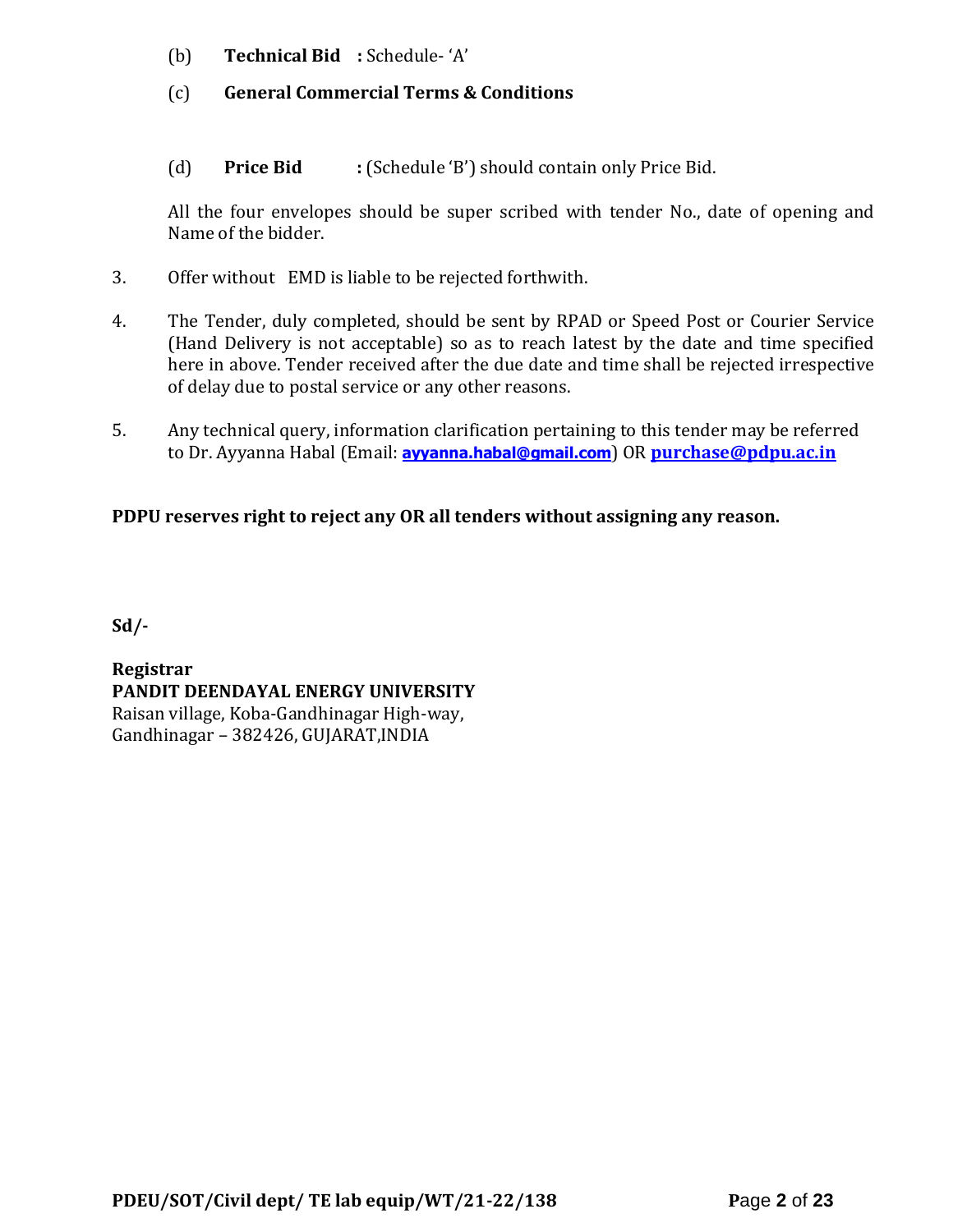(b) **Technical Bid :** Schedule- 'A'

(c) **General Commercial Terms & Conditions**

(d) **Price Bid :** (Schedule 'B') should contain only Price Bid.

All the four envelopes should be super scribed with tender No., date of opening and Name of the bidder.

3. Offer without EMD is liable to be rejected forthwith.

4. The Tender, duly completed, should be sent by RPAD or Speed Post or Courier Service (Hand Delivery is not acceptable) so as to reach latest by the date and time specified here in above. Tender received after the due date and time shall be rejected irrespective of delay due to postal service or any other reasons.

5. Any technical query, information clarification pertaining to this tender may be referred to Dr. Ayyanna Habal (Email: **ayyanna.habal@gmail.com**) OR **purchase@pdpu.ac.in**

**PDPU reserves right to reject any OR all tenders without assigning any reason.**

**Sd/-**

**Registrar**
**PANDIT DEENDAYAL ENERGY UNIVERSITY**
Raisan village, Koba-Gandhinagar High-way,
Gandhinagar – 382426, GUJARAT,INDIA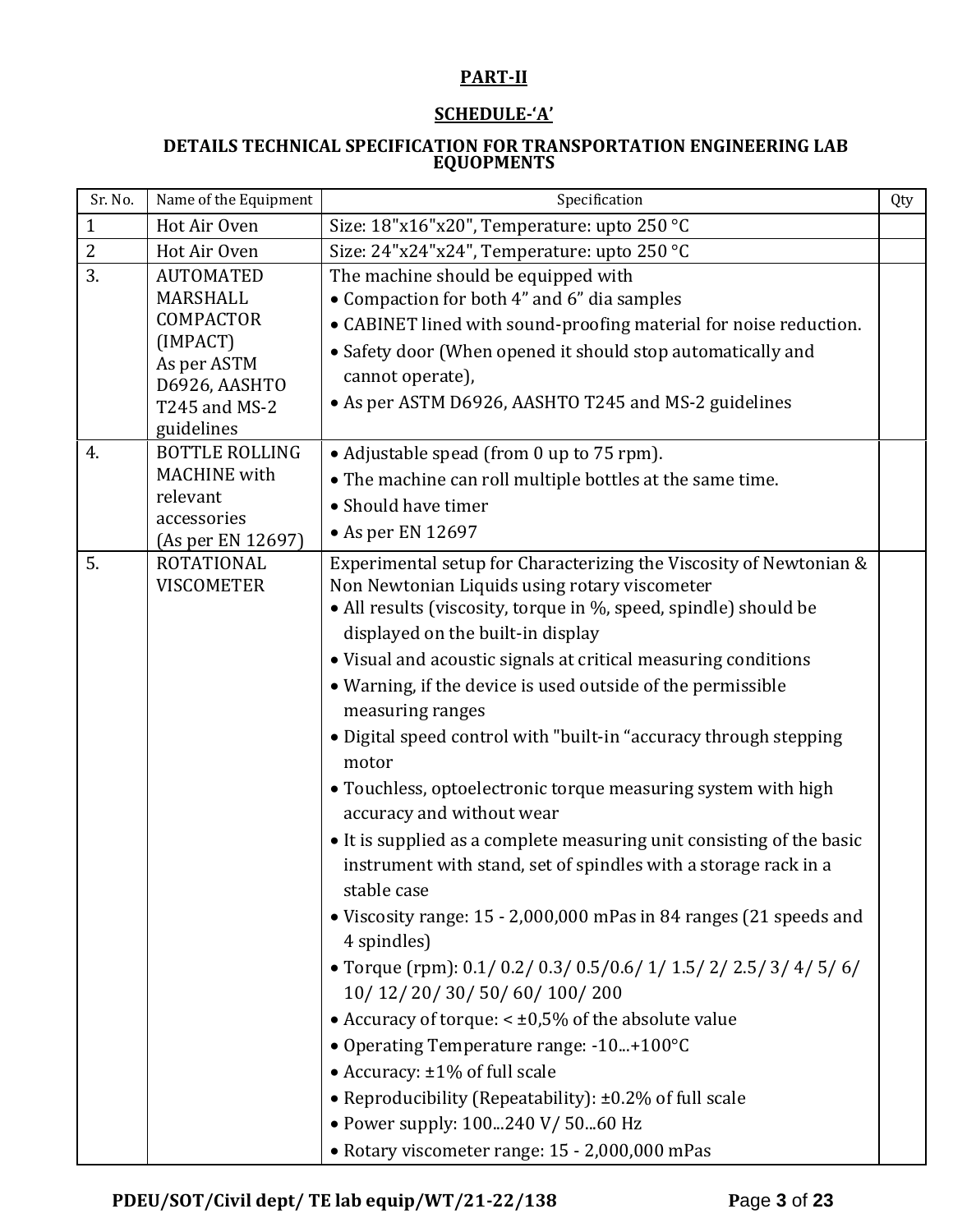**PART-II**

**SCHEDULE-'A'**

**DETAILS TECHNICAL SPECIFICATION FOR TRANSPORTATION ENGINEERING LAB EQUOPMENTS**

| Sr. No. | Name of the Equipment | Specification | Qty |
|---|---|---|---|
| 1 | Hot Air Oven | Size: 18"x16"x20", Temperature: upto 250 °C | |
| 2 | Hot Air Oven | Size: 24"x24"x24", Temperature: upto 250 °C | |
| 3. | AUTOMATED MARSHALL COMPACTOR (IMPACT) As per ASTM D6926, AASHTO T245 and MS-2 guidelines | The machine should be equipped with<br>• Compaction for both 4" and 6" dia samples<br>• CABINET lined with sound-proofing material for noise reduction.<br>• Safety door (When opened it should stop automatically and cannot operate),<br>• As per ASTM D6926, AASHTO T245 and MS-2 guidelines | |
| 4. | BOTTLE ROLLING MACHINE with relevant accessories (As per EN 12697) | • Adjustable spead (from 0 up to 75 rpm).<br>• The machine can roll multiple bottles at the same time.<br>• Should have timer<br>• As per EN 12697 | |
| 5. | ROTATIONAL VISCOMETER | Experimental setup for Characterizing the Viscosity of Newtonian & Non Newtonian Liquids using rotary viscometer<br>• All results (viscosity, torque in %, speed, spindle) should be displayed on the built-in display<br>• Visual and acoustic signals at critical measuring conditions<br>• Warning, if the device is used outside of the permissible measuring ranges<br>• Digital speed control with "built-in "accuracy through stepping motor<br>• Touchless, optoelectronic torque measuring system with high accuracy and without wear<br>• It is supplied as a complete measuring unit consisting of the basic instrument with stand, set of spindles with a storage rack in a stable case<br>• Viscosity range: 15 - 2,000,000 mPas in 84 ranges (21 speeds and 4 spindles)<br>• Torque (rpm): 0.1/ 0.2/ 0.3/ 0.5/0.6/ 1/ 1.5/ 2/ 2.5/ 3/ 4/ 5/ 6/ 10/ 12/ 20/ 30/ 50/ 60/ 100/ 200<br>• Accuracy of torque: < ±0,5% of the absolute value<br>• Operating Temperature range: -10...+100°C<br>• Accuracy: ±1% of full scale<br>• Reproducibility (Repeatability): ±0.2% of full scale<br>• Power supply: 100...240 V/ 50...60 Hz<br>• Rotary viscometer range: 15 - 2,000,000 mPas | |

**PDEU/SOT/Civil dept/ TE lab equip/WT/21-22/138**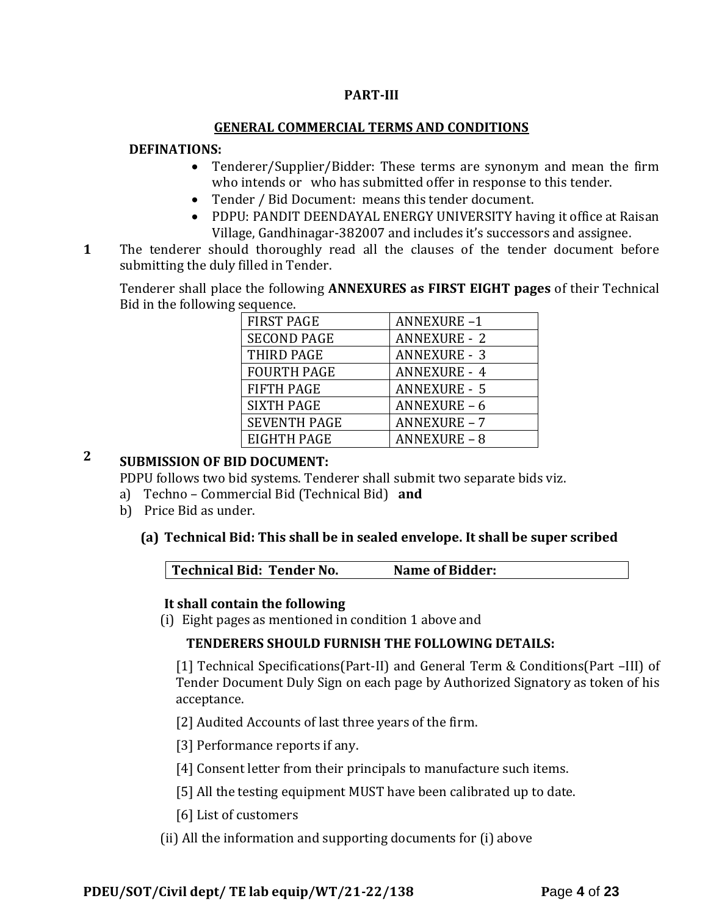**PART-III**

**GENERAL COMMERCIAL TERMS AND CONDITIONS**

**DEFINATIONS:**

- Tenderer/Supplier/Bidder: These terms are synonym and mean the firm who intends or who has submitted offer in response to this tender.
- Tender / Bid Document: means this tender document.
- PDPU: PANDIT DEENDAYAL ENERGY UNIVERSITY having it office at Raisan Village, Gandhinagar-382007 and includes it's successors and assignee.

**1** The tenderer should thoroughly read all the clauses of the tender document before submitting the duly filled in Tender.

Tenderer shall place the following **ANNEXURES as FIRST EIGHT pages** of their Technical Bid in the following sequence.

| FIRST PAGE | ANNEXURE –1 |
|---|---|
| SECOND PAGE | ANNEXURE - 2 |
| THIRD PAGE | ANNEXURE - 3 |
| FOURTH PAGE | ANNEXURE - 4 |
| FIFTH PAGE | ANNEXURE - 5 |
| SIXTH PAGE | ANNEXURE – 6 |
| SEVENTH PAGE | ANNEXURE – 7 |
| EIGHTH PAGE | ANNEXURE – 8 |

**2** **SUBMISSION OF BID DOCUMENT:**

PDPU follows two bid systems. Tenderer shall submit two separate bids viz.

a) Techno – Commercial Bid (Technical Bid) **and**
b) Price Bid as under.

**(a) Technical Bid: This shall be in sealed envelope. It shall be super scribed**

| **Technical Bid: Tender No.** | **Name of Bidder:** |
|---|---|

**It shall contain the following**

(i) Eight pages as mentioned in condition 1 above and

**TENDERERS SHOULD FURNISH THE FOLLOWING DETAILS:**

[1] Technical Specifications(Part-II) and General Term & Conditions(Part –III) of Tender Document Duly Sign on each page by Authorized Signatory as token of his acceptance.

[2] Audited Accounts of last three years of the firm.

[3] Performance reports if any.

[4] Consent letter from their principals to manufacture such items.

[5] All the testing equipment MUST have been calibrated up to date.

[6] List of customers

(ii) All the information and supporting documents for (i) above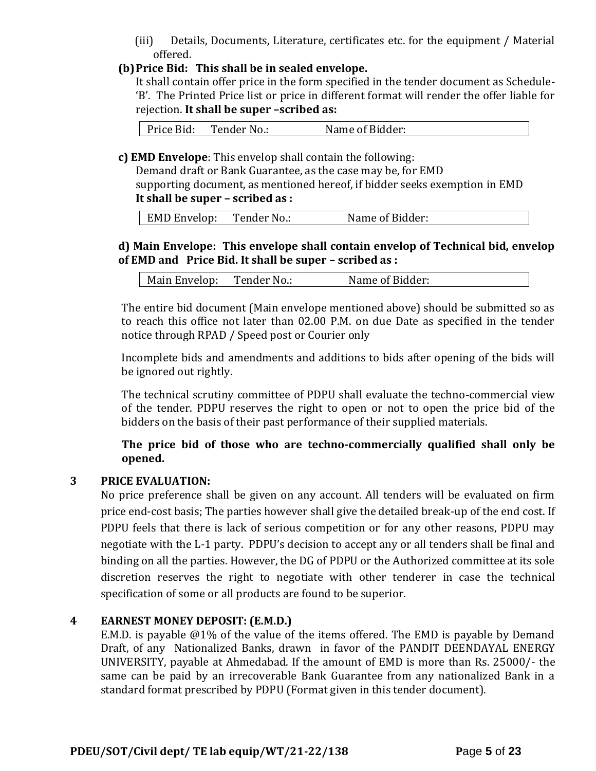(iii) Details, Documents, Literature, certificates etc. for the equipment / Material offered.

**(b) Price Bid: This shall be in sealed envelope.**

It shall contain offer price in the form specified in the tender document as Schedule-'B'. The Printed Price list or price in different format will render the offer liable for rejection. **It shall be super –scribed as:**

| Price Bid: Tender No.: Name of Bidder: |
|---|

**c) EMD Envelope**: This envelop shall contain the following:

Demand draft or Bank Guarantee, as the case may be, for EMD

supporting document, as mentioned hereof, if bidder seeks exemption in EMD

**It shall be super – scribed as :**

| EMD Envelop: Tender No.: Name of Bidder: |
|---|

**d) Main Envelope: This envelope shall contain envelop of Technical bid, envelop of EMD and Price Bid. It shall be super – scribed as :**

| Main Envelop: Tender No.: Name of Bidder: |
|---|

The entire bid document (Main envelope mentioned above) should be submitted so as to reach this office not later than 02.00 P.M. on due Date as specified in the tender notice through RPAD / Speed post or Courier only

Incomplete bids and amendments and additions to bids after opening of the bids will be ignored out rightly.

The technical scrutiny committee of PDPU shall evaluate the techno-commercial view of the tender. PDPU reserves the right to open or not to open the price bid of the bidders on the basis of their past performance of their supplied materials.

**The price bid of those who are techno-commercially qualified shall only be opened.**

## 3 PRICE EVALUATION:

No price preference shall be given on any account. All tenders will be evaluated on firm price end-cost basis; The parties however shall give the detailed break-up of the end cost. If PDPU feels that there is lack of serious competition or for any other reasons, PDPU may negotiate with the L-1 party. PDPU's decision to accept any or all tenders shall be final and binding on all the parties. However, the DG of PDPU or the Authorized committee at its sole discretion reserves the right to negotiate with other tenderer in case the technical specification of some or all products are found to be superior.

## 4 EARNEST MONEY DEPOSIT: (E.M.D.)

E.M.D. is payable @1% of the value of the items offered. The EMD is payable by Demand Draft, of any Nationalized Banks, drawn in favor of the PANDIT DEENDAYAL ENERGY UNIVERSITY, payable at Ahmedabad. If the amount of EMD is more than Rs. 25000/- the same can be paid by an irrecoverable Bank Guarantee from any nationalized Bank in a standard format prescribed by PDPU (Format given in this tender document).

**PDEU/SOT/Civil dept/ TE lab equip/WT/21-22/138**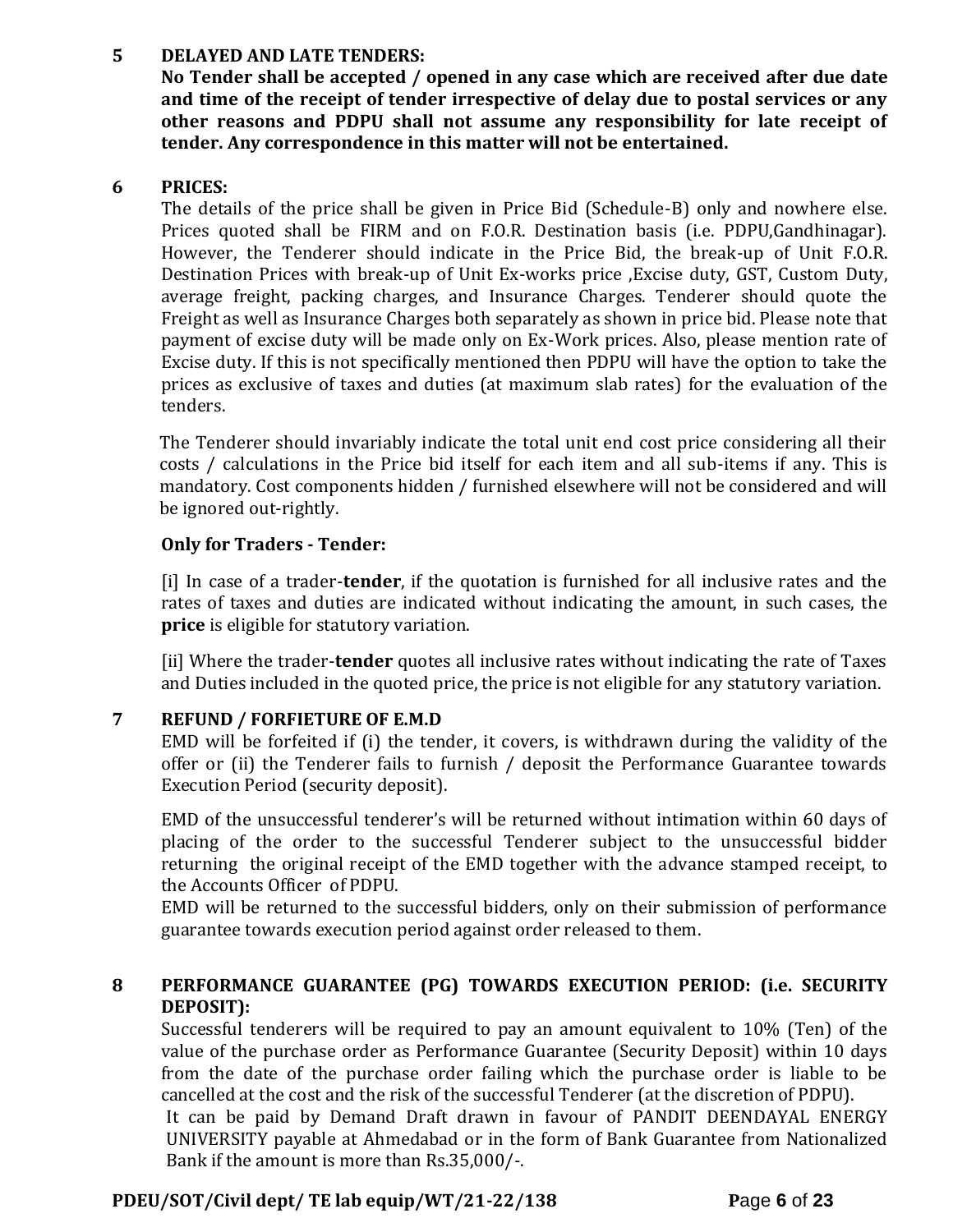**5 DELAYED AND LATE TENDERS:**

**No Tender shall be accepted / opened in any case which are received after due date and time of the receipt of tender irrespective of delay due to postal services or any other reasons and PDPU shall not assume any responsibility for late receipt of tender. Any correspondence in this matter will not be entertained.**

**6 PRICES:**

The details of the price shall be given in Price Bid (Schedule-B) only and nowhere else. Prices quoted shall be FIRM and on F.O.R. Destination basis (i.e. PDPU,Gandhinagar). However, the Tenderer should indicate in the Price Bid, the break-up of Unit F.O.R. Destination Prices with break-up of Unit Ex-works price ,Excise duty, GST, Custom Duty, average freight, packing charges, and Insurance Charges. Tenderer should quote the Freight as well as Insurance Charges both separately as shown in price bid. Please note that payment of excise duty will be made only on Ex-Work prices. Also, please mention rate of Excise duty. If this is not specifically mentioned then PDPU will have the option to take the prices as exclusive of taxes and duties (at maximum slab rates) for the evaluation of the tenders.

The Tenderer should invariably indicate the total unit end cost price considering all their costs / calculations in the Price bid itself for each item and all sub-items if any. This is mandatory. Cost components hidden / furnished elsewhere will not be considered and will be ignored out-rightly.

**Only for Traders - Tender:**

[i] In case of a trader-**tender**, if the quotation is furnished for all inclusive rates and the rates of taxes and duties are indicated without indicating the amount, in such cases, the **price** is eligible for statutory variation.

[ii] Where the trader-**tender** quotes all inclusive rates without indicating the rate of Taxes and Duties included in the quoted price, the price is not eligible for any statutory variation.

**7 REFUND / FORFIETURE OF E.M.D**

EMD will be forfeited if (i) the tender, it covers, is withdrawn during the validity of the offer or (ii) the Tenderer fails to furnish / deposit the Performance Guarantee towards Execution Period (security deposit).

EMD of the unsuccessful tenderer's will be returned without intimation within 60 days of placing of the order to the successful Tenderer subject to the unsuccessful bidder returning the original receipt of the EMD together with the advance stamped receipt, to the Accounts Officer of PDPU.

EMD will be returned to the successful bidders, only on their submission of performance guarantee towards execution period against order released to them.

**8 PERFORMANCE GUARANTEE (PG) TOWARDS EXECUTION PERIOD: (i.e. SECURITY DEPOSIT):**

Successful tenderers will be required to pay an amount equivalent to 10% (Ten) of the value of the purchase order as Performance Guarantee (Security Deposit) within 10 days from the date of the purchase order failing which the purchase order is liable to be cancelled at the cost and the risk of the successful Tenderer (at the discretion of PDPU).

It can be paid by Demand Draft drawn in favour of PANDIT DEENDAYAL ENERGY UNIVERSITY payable at Ahmedabad or in the form of Bank Guarantee from Nationalized Bank if the amount is more than Rs.35,000/-.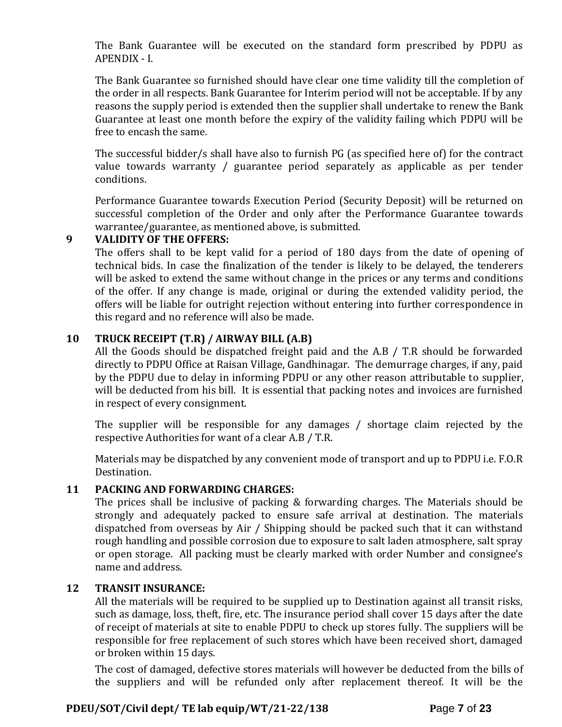The Bank Guarantee will be executed on the standard form prescribed by PDPU as APENDIX - I.

The Bank Guarantee so furnished should have clear one time validity till the completion of the order in all respects. Bank Guarantee for Interim period will not be acceptable. If by any reasons the supply period is extended then the supplier shall undertake to renew the Bank Guarantee at least one month before the expiry of the validity failing which PDPU will be free to encash the same.

The successful bidder/s shall have also to furnish PG (as specified here of) for the contract value towards warranty / guarantee period separately as applicable as per tender conditions.

Performance Guarantee towards Execution Period (Security Deposit) will be returned on successful completion of the Order and only after the Performance Guarantee towards warrantee/guarantee, as mentioned above, is submitted.

## 9 VALIDITY OF THE OFFERS:

The offers shall to be kept valid for a period of 180 days from the date of opening of technical bids. In case the finalization of the tender is likely to be delayed, the tenderers will be asked to extend the same without change in the prices or any terms and conditions of the offer. If any change is made, original or during the extended validity period, the offers will be liable for outright rejection without entering into further correspondence in this regard and no reference will also be made.

## 10 TRUCK RECEIPT (T.R) / AIRWAY BILL (A.B)

All the Goods should be dispatched freight paid and the A.B / T.R should be forwarded directly to PDPU Office at Raisan Village, Gandhinagar. The demurrage charges, if any, paid by the PDPU due to delay in informing PDPU or any other reason attributable to supplier, will be deducted from his bill. It is essential that packing notes and invoices are furnished in respect of every consignment.

The supplier will be responsible for any damages / shortage claim rejected by the respective Authorities for want of a clear A.B / T.R.

Materials may be dispatched by any convenient mode of transport and up to PDPU i.e. F.O.R Destination.

## 11 PACKING AND FORWARDING CHARGES:

The prices shall be inclusive of packing & forwarding charges. The Materials should be strongly and adequately packed to ensure safe arrival at destination. The materials dispatched from overseas by Air / Shipping should be packed such that it can withstand rough handling and possible corrosion due to exposure to salt laden atmosphere, salt spray or open storage. All packing must be clearly marked with order Number and consignee's name and address.

## 12 TRANSIT INSURANCE:

All the materials will be required to be supplied up to Destination against all transit risks, such as damage, loss, theft, fire, etc. The insurance period shall cover 15 days after the date of receipt of materials at site to enable PDPU to check up stores fully. The suppliers will be responsible for free replacement of such stores which have been received short, damaged or broken within 15 days.

The cost of damaged, defective stores materials will however be deducted from the bills of the suppliers and will be refunded only after replacement thereof. It will be the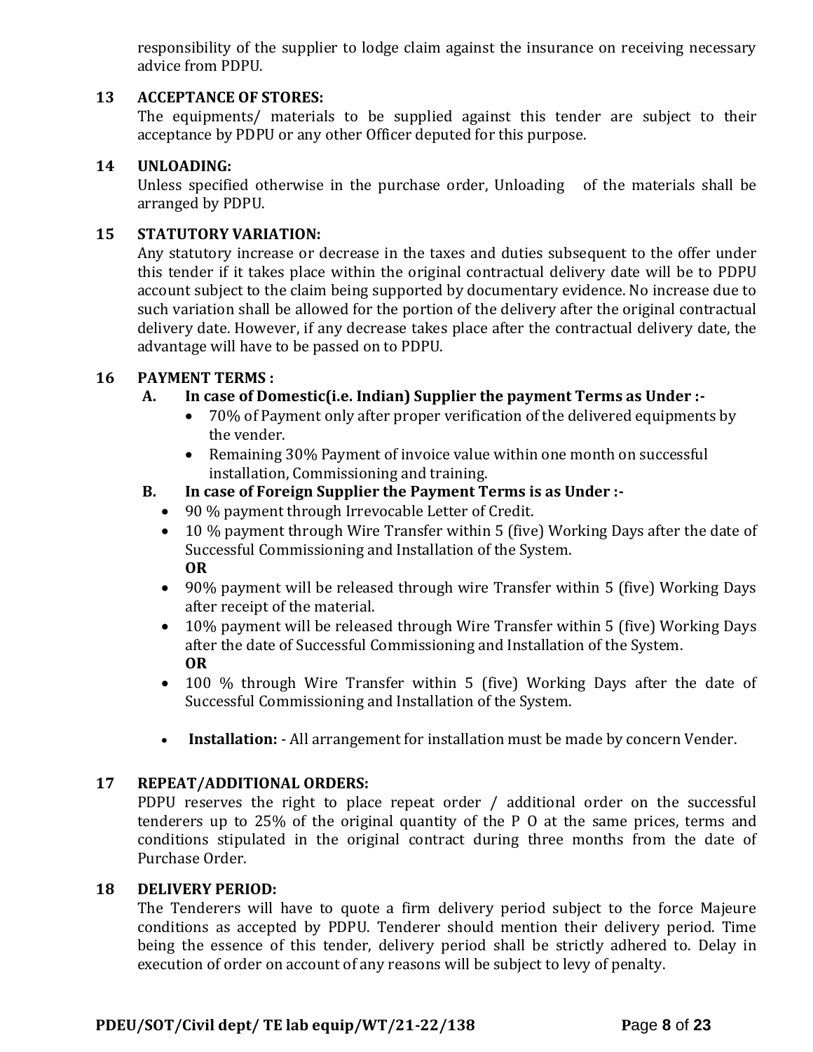responsibility of the supplier to lodge claim against the insurance on receiving necessary advice from PDPU.

### 13 ACCEPTANCE OF STORES:

The equipments/ materials to be supplied against this tender are subject to their acceptance by PDPU or any other Officer deputed for this purpose.

### 14 UNLOADING:

Unless specified otherwise in the purchase order, Unloading of the materials shall be arranged by PDPU.

### 15 STATUTORY VARIATION:

Any statutory increase or decrease in the taxes and duties subsequent to the offer under this tender if it takes place within the original contractual delivery date will be to PDPU account subject to the claim being supported by documentary evidence. No increase due to such variation shall be allowed for the portion of the delivery after the original contractual delivery date. However, if any decrease takes place after the contractual delivery date, the advantage will have to be passed on to PDPU.

### 16 PAYMENT TERMS :

**A. In case of Domestic(i.e. Indian) Supplier the payment Terms as Under :-**

- 70% of Payment only after proper verification of the delivered equipments by the vender.
- Remaining 30% Payment of invoice value within one month on successful installation, Commissioning and training.

**B. In case of Foreign Supplier the Payment Terms is as Under :-**

- 90 % payment through Irrevocable Letter of Credit.
- 10 % payment through Wire Transfer within 5 (five) Working Days after the date of Successful Commissioning and Installation of the System.
  **OR**
- 90% payment will be released through wire Transfer within 5 (five) Working Days after receipt of the material.
- 10% payment will be released through Wire Transfer within 5 (five) Working Days after the date of Successful Commissioning and Installation of the System.
  **OR**
- 100 % through Wire Transfer within 5 (five) Working Days after the date of Successful Commissioning and Installation of the System.

- **Installation:** - All arrangement for installation must be made by concern Vender.

### 17 REPEAT/ADDITIONAL ORDERS:

PDPU reserves the right to place repeat order / additional order on the successful tenderers up to 25% of the original quantity of the P O at the same prices, terms and conditions stipulated in the original contract during three months from the date of Purchase Order.

### 18 DELIVERY PERIOD:

The Tenderers will have to quote a firm delivery period subject to the force Majeure conditions as accepted by PDPU. Tenderer should mention their delivery period. Time being the essence of this tender, delivery period shall be strictly adhered to. Delay in execution of order on account of any reasons will be subject to levy of penalty.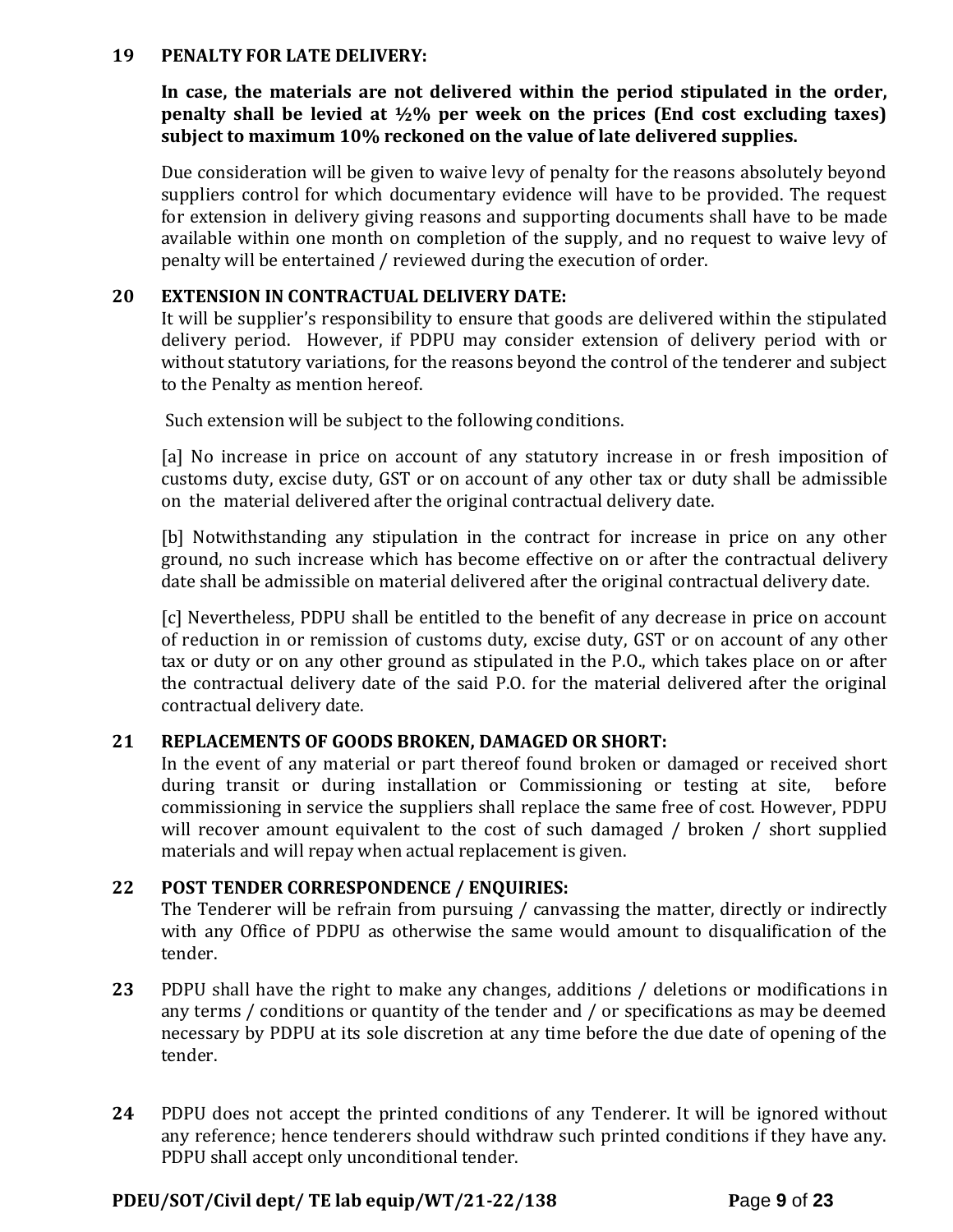**19 PENALTY FOR LATE DELIVERY:**

**In case, the materials are not delivered within the period stipulated in the order, penalty shall be levied at ½% per week on the prices (End cost excluding taxes) subject to maximum 10% reckoned on the value of late delivered supplies.**

Due consideration will be given to waive levy of penalty for the reasons absolutely beyond suppliers control for which documentary evidence will have to be provided. The request for extension in delivery giving reasons and supporting documents shall have to be made available within one month on completion of the supply, and no request to waive levy of penalty will be entertained / reviewed during the execution of order.

**20 EXTENSION IN CONTRACTUAL DELIVERY DATE:**

It will be supplier's responsibility to ensure that goods are delivered within the stipulated delivery period. However, if PDPU may consider extension of delivery period with or without statutory variations, for the reasons beyond the control of the tenderer and subject to the Penalty as mention hereof.

Such extension will be subject to the following conditions.

[a] No increase in price on account of any statutory increase in or fresh imposition of customs duty, excise duty, GST or on account of any other tax or duty shall be admissible on the material delivered after the original contractual delivery date.

[b] Notwithstanding any stipulation in the contract for increase in price on any other ground, no such increase which has become effective on or after the contractual delivery date shall be admissible on material delivered after the original contractual delivery date.

[c] Nevertheless, PDPU shall be entitled to the benefit of any decrease in price on account of reduction in or remission of customs duty, excise duty, GST or on account of any other tax or duty or on any other ground as stipulated in the P.O., which takes place on or after the contractual delivery date of the said P.O. for the material delivered after the original contractual delivery date.

**21 REPLACEMENTS OF GOODS BROKEN, DAMAGED OR SHORT:**

In the event of any material or part thereof found broken or damaged or received short during transit or during installation or Commissioning or testing at site, before commissioning in service the suppliers shall replace the same free of cost. However, PDPU will recover amount equivalent to the cost of such damaged / broken / short supplied materials and will repay when actual replacement is given.

**22 POST TENDER CORRESPONDENCE / ENQUIRIES:**

The Tenderer will be refrain from pursuing / canvassing the matter, directly or indirectly with any Office of PDPU as otherwise the same would amount to disqualification of the tender.

**23** PDPU shall have the right to make any changes, additions / deletions or modifications in any terms / conditions or quantity of the tender and / or specifications as may be deemed necessary by PDPU at its sole discretion at any time before the due date of opening of the tender.

**24** PDPU does not accept the printed conditions of any Tenderer. It will be ignored without any reference; hence tenderers should withdraw such printed conditions if they have any. PDPU shall accept only unconditional tender.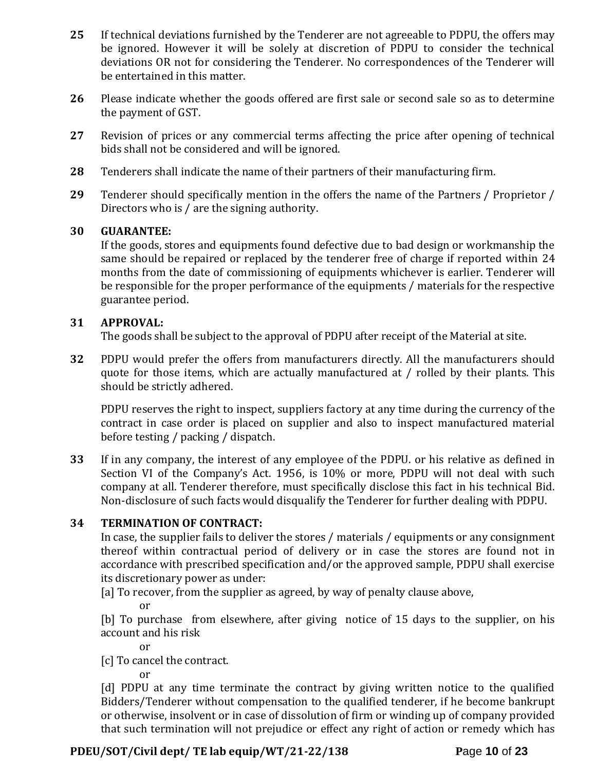**25** If technical deviations furnished by the Tenderer are not agreeable to PDPU, the offers may be ignored. However it will be solely at discretion of PDPU to consider the technical deviations OR not for considering the Tenderer. No correspondences of the Tenderer will be entertained in this matter.

**26** Please indicate whether the goods offered are first sale or second sale so as to determine the payment of GST.

**27** Revision of prices or any commercial terms affecting the price after opening of technical bids shall not be considered and will be ignored.

**28** Tenderers shall indicate the name of their partners of their manufacturing firm.

**29** Tenderer should specifically mention in the offers the name of the Partners / Proprietor / Directors who is / are the signing authority.

**30 GUARANTEE:**

If the goods, stores and equipments found defective due to bad design or workmanship the same should be repaired or replaced by the tenderer free of charge if reported within 24 months from the date of commissioning of equipments whichever is earlier. Tenderer will be responsible for the proper performance of the equipments / materials for the respective guarantee period.

**31 APPROVAL:**

The goods shall be subject to the approval of PDPU after receipt of the Material at site.

**32** PDPU would prefer the offers from manufacturers directly. All the manufacturers should quote for those items, which are actually manufactured at / rolled by their plants. This should be strictly adhered.

PDPU reserves the right to inspect, suppliers factory at any time during the currency of the contract in case order is placed on supplier and also to inspect manufactured material before testing / packing / dispatch.

**33** If in any company, the interest of any employee of the PDPU. or his relative as defined in Section VI of the Company's Act. 1956, is 10% or more, PDPU will not deal with such company at all. Tenderer therefore, must specifically disclose this fact in his technical Bid. Non-disclosure of such facts would disqualify the Tenderer for further dealing with PDPU.

**34 TERMINATION OF CONTRACT:**

In case, the supplier fails to deliver the stores / materials / equipments or any consignment thereof within contractual period of delivery or in case the stores are found not in accordance with prescribed specification and/or the approved sample, PDPU shall exercise its discretionary power as under:

[a] To recover, from the supplier as agreed, by way of penalty clause above,

or

[b] To purchase from elsewhere, after giving notice of 15 days to the supplier, on his account and his risk

or

[c] To cancel the contract.

or

[d] PDPU at any time terminate the contract by giving written notice to the qualified Bidders/Tenderer without compensation to the qualified tenderer, if he become bankrupt or otherwise, insolvent or in case of dissolution of firm or winding up of company provided that such termination will not prejudice or effect any right of action or remedy which has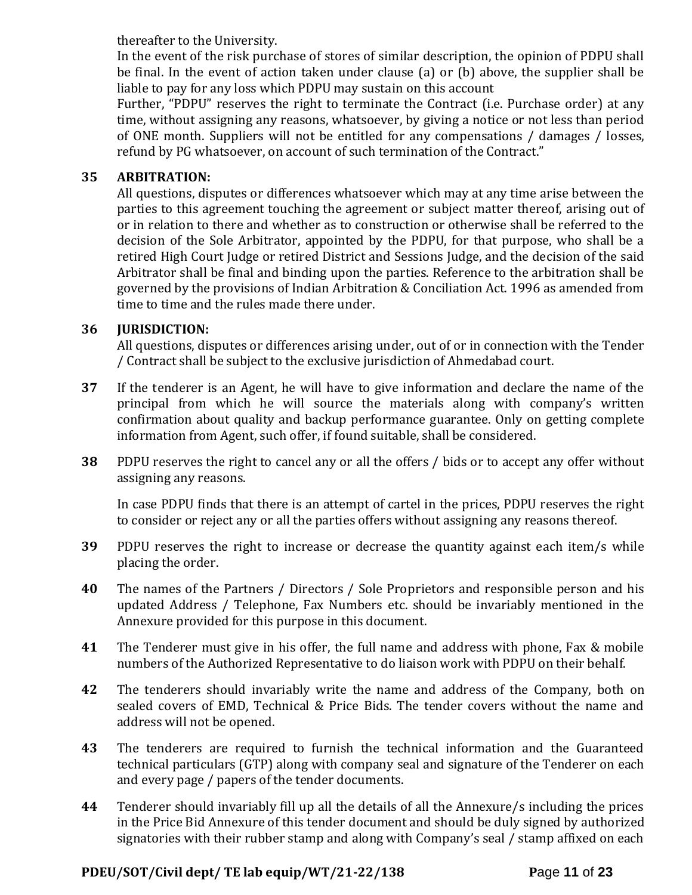thereafter to the University.

In the event of the risk purchase of stores of similar description, the opinion of PDPU shall be final. In the event of action taken under clause (a) or (b) above, the supplier shall be liable to pay for any loss which PDPU may sustain on this account

Further, "PDPU" reserves the right to terminate the Contract (i.e. Purchase order) at any time, without assigning any reasons, whatsoever, by giving a notice or not less than period of ONE month. Suppliers will not be entitled for any compensations / damages / losses, refund by PG whatsoever, on account of such termination of the Contract."

**35 ARBITRATION:**

All questions, disputes or differences whatsoever which may at any time arise between the parties to this agreement touching the agreement or subject matter thereof, arising out of or in relation to there and whether as to construction or otherwise shall be referred to the decision of the Sole Arbitrator, appointed by the PDPU, for that purpose, who shall be a retired High Court Judge or retired District and Sessions Judge, and the decision of the said Arbitrator shall be final and binding upon the parties. Reference to the arbitration shall be governed by the provisions of Indian Arbitration & Conciliation Act. 1996 as amended from time to time and the rules made there under.

**36 JURISDICTION:**

All questions, disputes or differences arising under, out of or in connection with the Tender / Contract shall be subject to the exclusive jurisdiction of Ahmedabad court.

**37** If the tenderer is an Agent, he will have to give information and declare the name of the principal from which he will source the materials along with company's written confirmation about quality and backup performance guarantee. Only on getting complete information from Agent, such offer, if found suitable, shall be considered.

**38** PDPU reserves the right to cancel any or all the offers / bids or to accept any offer without assigning any reasons.

In case PDPU finds that there is an attempt of cartel in the prices, PDPU reserves the right to consider or reject any or all the parties offers without assigning any reasons thereof.

**39** PDPU reserves the right to increase or decrease the quantity against each item/s while placing the order.

**40** The names of the Partners / Directors / Sole Proprietors and responsible person and his updated Address / Telephone, Fax Numbers etc. should be invariably mentioned in the Annexure provided for this purpose in this document.

**41** The Tenderer must give in his offer, the full name and address with phone, Fax & mobile numbers of the Authorized Representative to do liaison work with PDPU on their behalf.

**42** The tenderers should invariably write the name and address of the Company, both on sealed covers of EMD, Technical & Price Bids. The tender covers without the name and address will not be opened.

**43** The tenderers are required to furnish the technical information and the Guaranteed technical particulars (GTP) along with company seal and signature of the Tenderer on each and every page / papers of the tender documents.

**44** Tenderer should invariably fill up all the details of all the Annexure/s including the prices in the Price Bid Annexure of this tender document and should be duly signed by authorized signatories with their rubber stamp and along with Company's seal / stamp affixed on each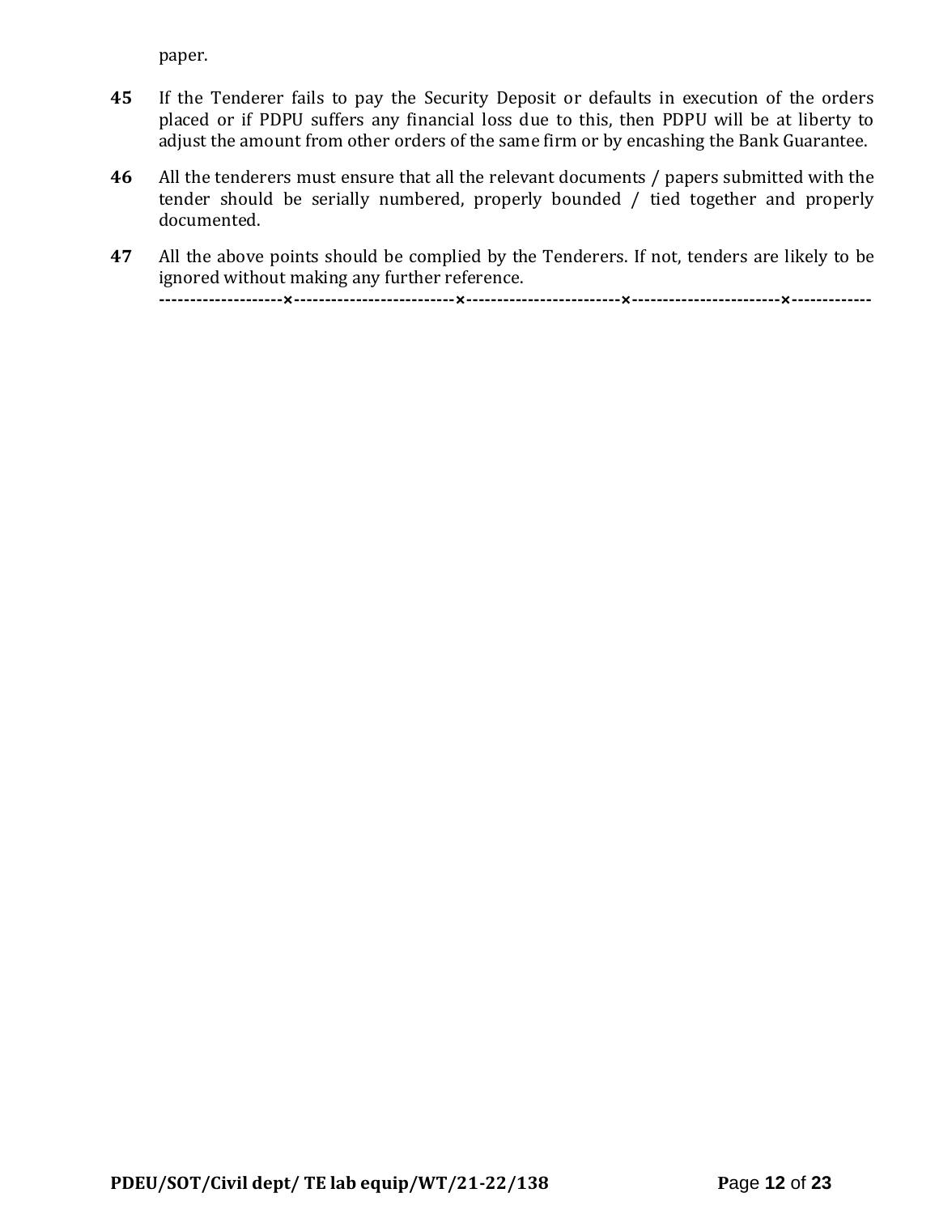paper.

**45** If the Tenderer fails to pay the Security Deposit or defaults in execution of the orders placed or if PDPU suffers any financial loss due to this, then PDPU will be at liberty to adjust the amount from other orders of the same firm or by encashing the Bank Guarantee.

**46** All the tenderers must ensure that all the relevant documents / papers submitted with the tender should be serially numbered, properly bounded / tied together and properly documented.

**47** All the above points should be complied by the Tenderers. If not, tenders are likely to be ignored without making any further reference.

--------------------×--------------------------×-------------------------×------------------------×-------------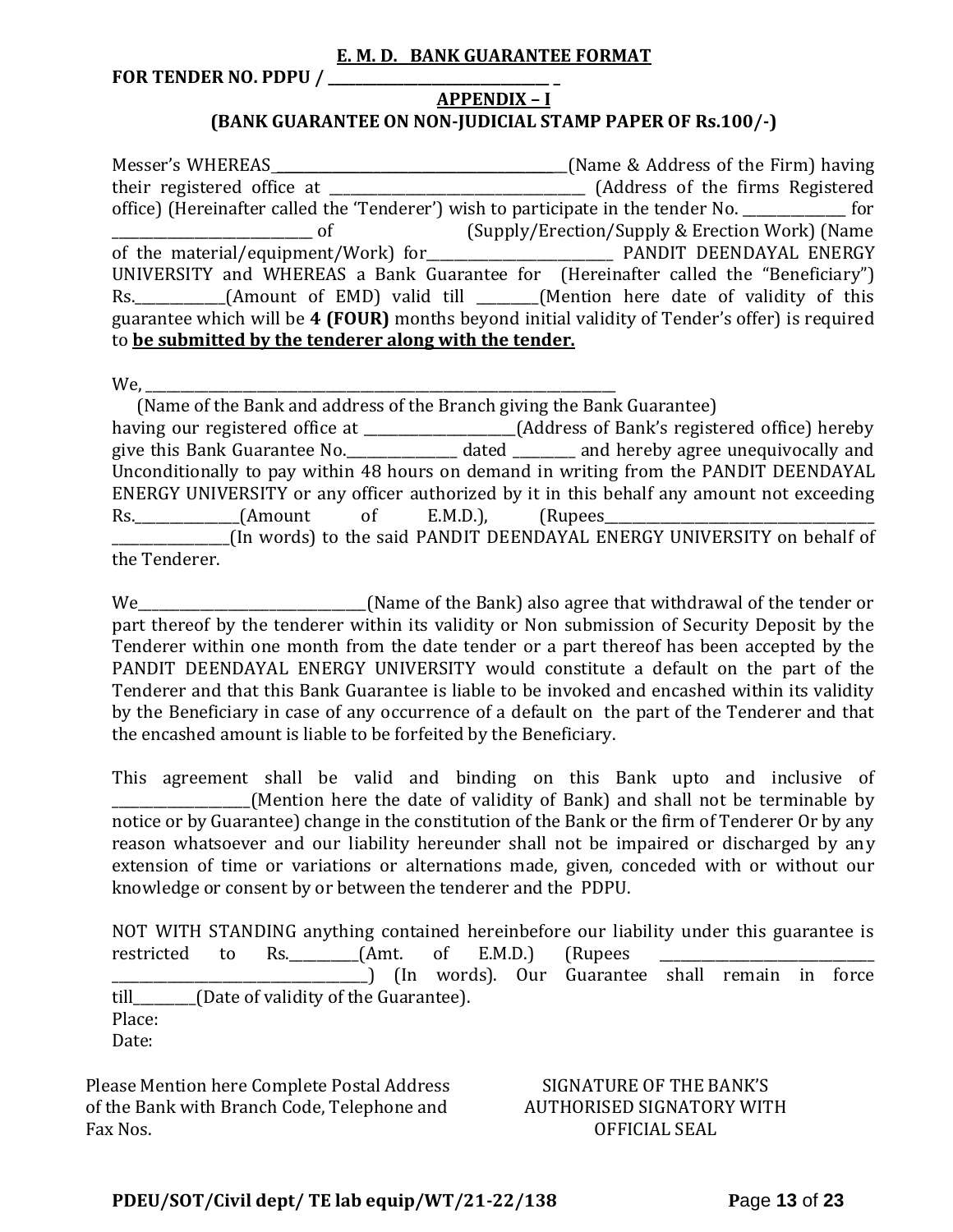**E. M. D. BANK GUARANTEE FORMAT**

**FOR TENDER NO. PDPU / ________________________________ _**

**APPENDIX – I**

**(BANK GUARANTEE ON NON-JUDICIAL STAMP PAPER OF Rs.100/-)**

Messer's WHEREAS____________________________________________(Name & Address of the Firm) having their registered office at ______________________________________ (Address of the firms Registered office) (Hereinafter called the 'Tenderer') wish to participate in the tender No. _______________ for ______________________________ of (Supply/Erection/Supply & Erection Work) (Name of the material/equipment/Work) for____________________________ PANDIT DEENDAYAL ENERGY UNIVERSITY and WHEREAS a Bank Guarantee for (Hereinafter called the "Beneficiary") Rs._____________(Amount of EMD) valid till _________(Mention here date of validity of this guarantee which will be **4 (FOUR)** months beyond initial validity of Tender's offer) is required to **be submitted by the tenderer along with the tender.**

We, _________________________________________________________________________

(Name of the Bank and address of the Branch giving the Bank Guarantee)

having our registered office at ______________________(Address of Bank's registered office) hereby give this Bank Guarantee No.________________ dated _________ and hereby agree unequivocally and Unconditionally to pay within 48 hours on demand in writing from the PANDIT DEENDAYAL ENERGY UNIVERSITY or any officer authorized by it in this behalf any amount not exceeding Rs._______________(Amount of E.M.D.), (Rupees_________________________________________ _________________(In words) to the said PANDIT DEENDAYAL ENERGY UNIVERSITY on behalf of the Tenderer.

We__________________________________(Name of the Bank) also agree that withdrawal of the tender or part thereof by the tenderer within its validity or Non submission of Security Deposit by the Tenderer within one month from the date tender or a part thereof has been accepted by the PANDIT DEENDAYAL ENERGY UNIVERSITY would constitute a default on the part of the Tenderer and that this Bank Guarantee is liable to be invoked and encashed within its validity by the Beneficiary in case of any occurrence of a default on the part of the Tenderer and that the encashed amount is liable to be forfeited by the Beneficiary.

This agreement shall be valid and binding on this Bank upto and inclusive of ____________________(Mention here the date of validity of Bank) and shall not be terminable by notice or by Guarantee) change in the constitution of the Bank or the firm of Tenderer Or by any reason whatsoever and our liability hereunder shall not be impaired or discharged by any extension of time or variations or alternations made, given, conceded with or without our knowledge or consent by or between the tenderer and the PDPU.

NOT WITH STANDING anything contained hereinbefore our liability under this guarantee is restricted to Rs.__________(Amt. of E.M.D.) (Rupees ________________________________ ______________________________________) (In words). Our Guarantee shall remain in force till_________(Date of validity of the Guarantee).

Place:

Date:

Please Mention here Complete Postal Address of the Bank with Branch Code, Telephone and Fax Nos.

SIGNATURE OF THE BANK'S AUTHORISED SIGNATORY WITH OFFICIAL SEAL

PDEU/SOT/Civil dept/ TE lab equip/WT/21-22/138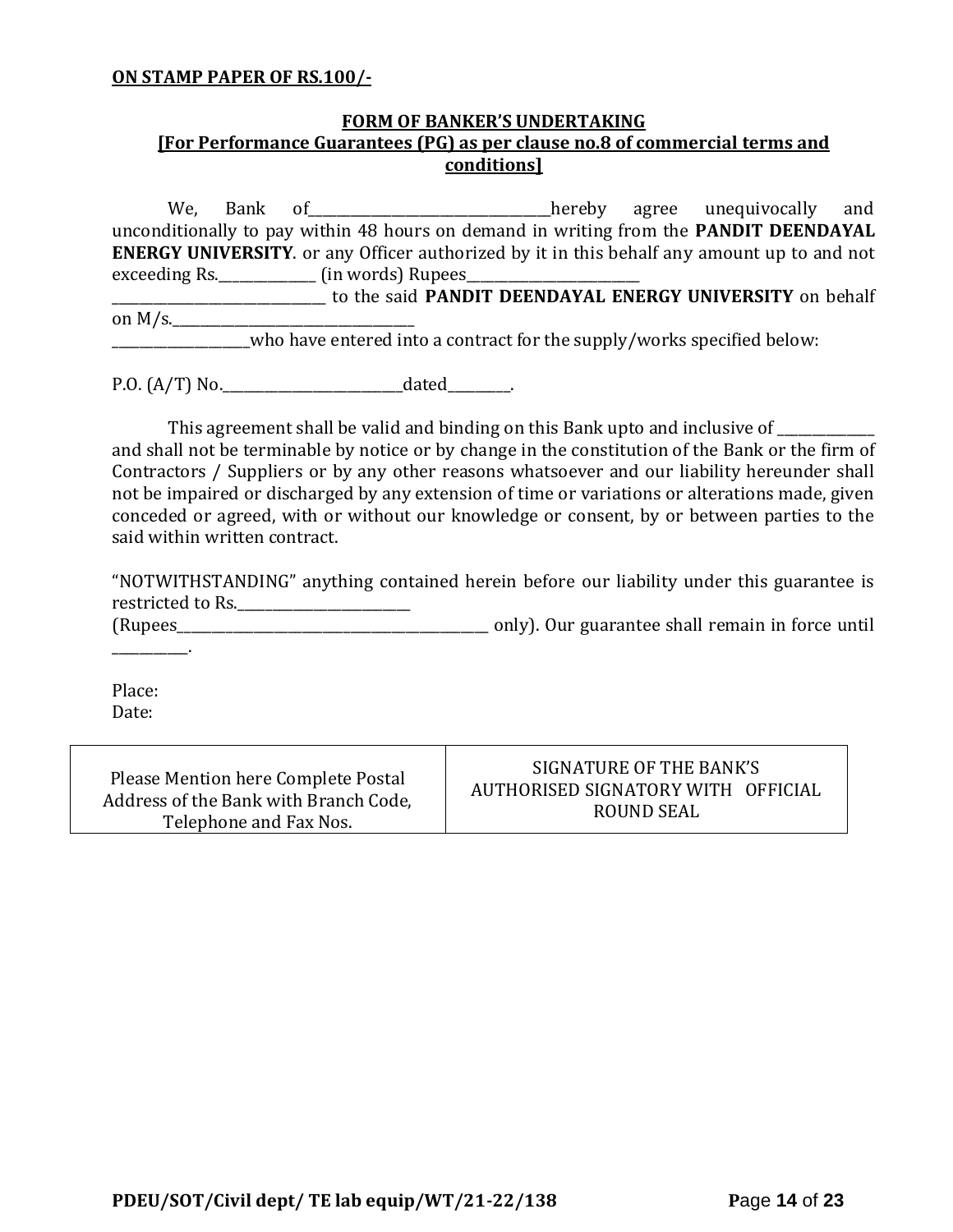**ON STAMP PAPER OF RS.100/-**

**FORM OF BANKER'S UNDERTAKING**
**[For Performance Guarantees (PG) as per clause no.8 of commercial terms and conditions]**

We, Bank of___________________________________hereby agree unequivocally and unconditionally to pay within 48 hours on demand in writing from the **PANDIT DEENDAYAL ENERGY UNIVERSITY**. or any Officer authorized by it in this behalf any amount up to and not exceeding Rs.______________ (in words) Rupees_________________________ _______________________________ to the said **PANDIT DEENDAYAL ENERGY UNIVERSITY** on behalf on M/s.____________________________________ ____________________who have entered into a contract for the supply/works specified below:

P.O. (A/T) No.___________________________dated_________.

This agreement shall be valid and binding on this Bank upto and inclusive of ______________ and shall not be terminable by notice or by change in the constitution of the Bank or the firm of Contractors / Suppliers or by any other reasons whatsoever and our liability hereunder shall not be impaired or discharged by any extension of time or variations or alterations made, given conceded or agreed, with or without our knowledge or consent, by or between parties to the said within written contract.

"NOTWITHSTANDING" anything contained herein before our liability under this guarantee is restricted to Rs.__________________________ (Rupees_______________________________________________ only). Our guarantee shall remain in force until ___________.

Place:
Date:

| Please Mention here Complete Postal Address of the Bank with Branch Code, Telephone and Fax Nos. | SIGNATURE OF THE BANK'S AUTHORISED SIGNATORY WITH OFFICIAL ROUND SEAL |
|---|---|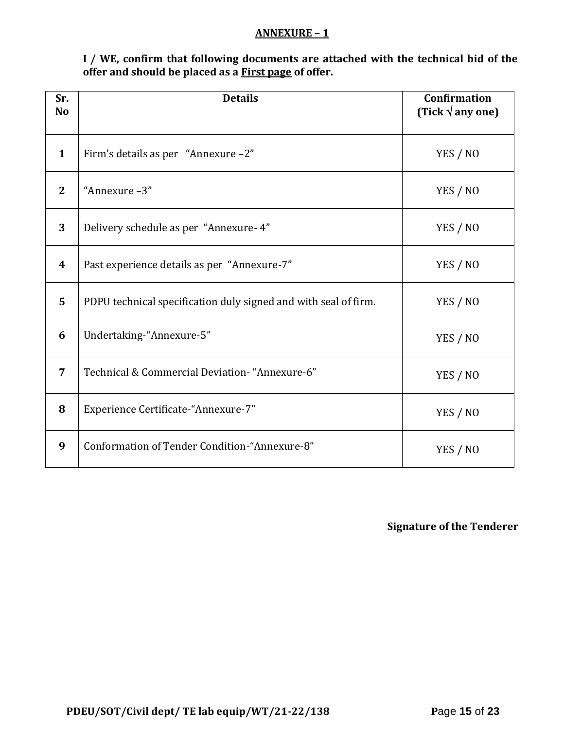## ANNEXURE – 1

**I / WE, confirm that following documents are attached with the technical bid of the offer and should be placed as a First page of offer.**

| Sr. No | Details | Confirmation (Tick √ any one) |
|---|---|---|
| 1 | Firm's details as per "Annexure –2" | YES / NO |
| 2 | "Annexure –3" | YES / NO |
| 3 | Delivery schedule as per "Annexure- 4" | YES / NO |
| 4 | Past experience details as per "Annexure-7" | YES / NO |
| 5 | PDPU technical specification duly signed and with seal of firm. | YES / NO |
| 6 | Undertaking-"Annexure-5" | YES / NO |
| 7 | Technical & Commercial Deviation- "Annexure-6" | YES / NO |
| 8 | Experience Certificate-"Annexure-7" | YES / NO |
| 9 | Conformation of Tender Condition-"Annexure-8" | YES / NO |

**Signature of the Tenderer**

**PDEU/SOT/Civil dept/ TE lab equip/WT/21-22/138**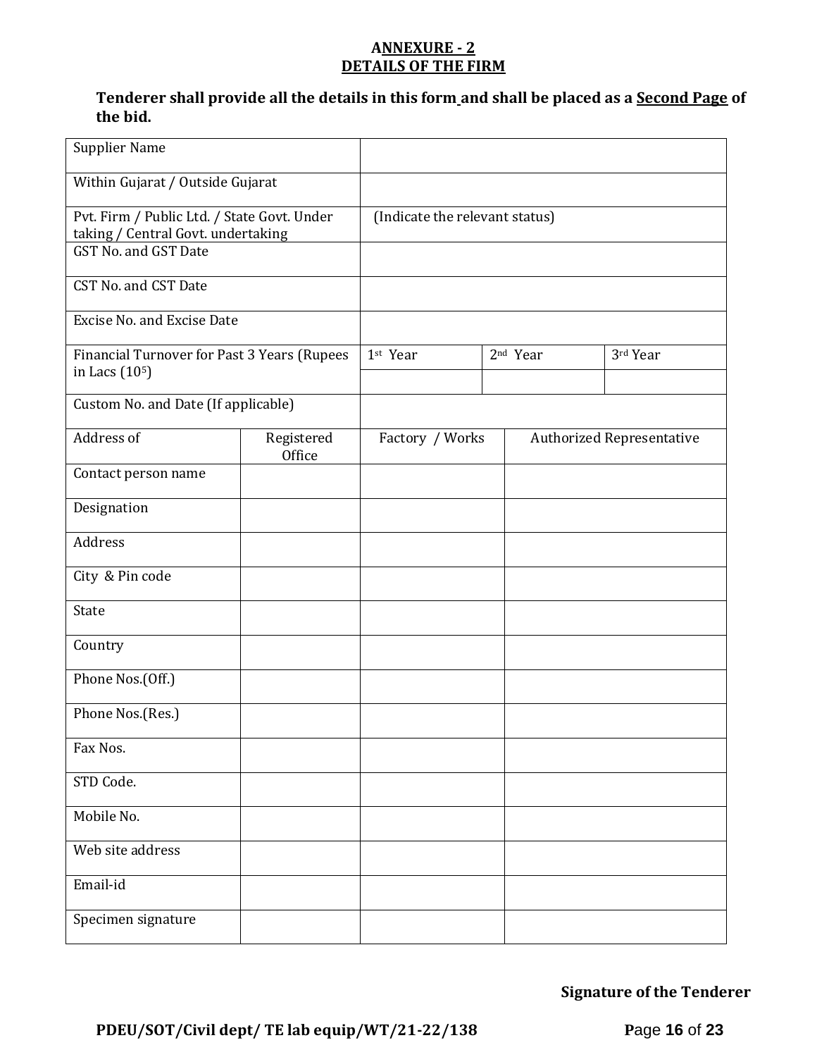## ANNEXURE - 2
## DETAILS OF THE FIRM

**Tenderer shall provide all the details in this form and shall be placed as a Second Page of the bid.**

| | | | | |
|---|---|---|---|---|
| Supplier Name | | | | |
| Within Gujarat / Outside Gujarat | | | | |
| Pvt. Firm / Public Ltd. / State Govt. Under taking / Central Govt. undertaking | | (Indicate the relevant status) | | |
| GST No. and GST Date | | | | |
| CST No. and CST Date | | | | |
| Excise No. and Excise Date | | | | |
| Financial Turnover for Past 3 Years (Rupees in Lacs ($10^5$) | | 1st Year | 2nd Year | 3rd Year |
| | | | | |
| Custom No. and Date (If applicable) | | | | |
| Address of | Registered Office | Factory / Works | Authorized Representative | |
| Contact person name | | | | |
| Designation | | | | |
| Address | | | | |
| City & Pin code | | | | |
| State | | | | |
| Country | | | | |
| Phone Nos.(Off.) | | | | |
| Phone Nos.(Res.) | | | | |
| Fax Nos. | | | | |
| STD Code. | | | | |
| Mobile No. | | | | |
| Web site address | | | | |
| Email-id | | | | |
| Specimen signature | | | | |

**Signature of the Tenderer**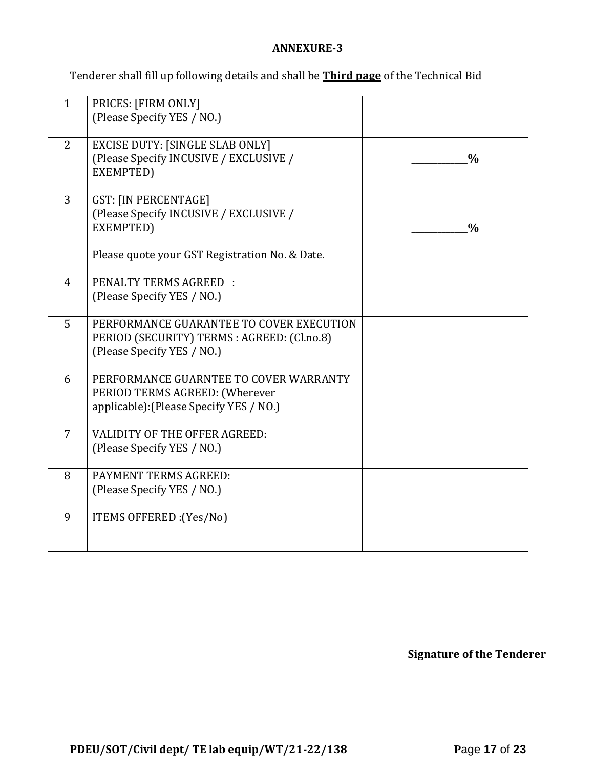**ANNEXURE-3**

Tenderer shall fill up following details and shall be **Third page** of the Technical Bid

| | | |
|---|---|---|
| 1 | PRICES: [FIRM ONLY]<br>(Please Specify YES / NO.) | |
| 2 | EXCISE DUTY: [SINGLE SLAB ONLY]<br>(Please Specify INCUSIVE / EXCLUSIVE / EXEMPTED) | __________**%** |
| 3 | GST: [IN PERCENTAGE]<br>(Please Specify INCUSIVE / EXCLUSIVE / EXEMPTED)<br><br>Please quote your GST Registration No. & Date. | __________**%** |
| 4 | PENALTY TERMS AGREED :<br>(Please Specify YES / NO.) | |
| 5 | PERFORMANCE GUARANTEE TO COVER EXECUTION PERIOD (SECURITY) TERMS : AGREED: (Cl.no.8)<br>(Please Specify YES / NO.) | |
| 6 | PERFORMANCE GUARNTEE TO COVER WARRANTY PERIOD TERMS AGREED: (Wherever applicable):(Please Specify YES / NO.) | |
| 7 | VALIDITY OF THE OFFER AGREED:<br>(Please Specify YES / NO.) | |
| 8 | PAYMENT TERMS AGREED:<br>(Please Specify YES / NO.) | |
| 9 | ITEMS OFFERED :(Yes/No) | |

**Signature of the Tenderer**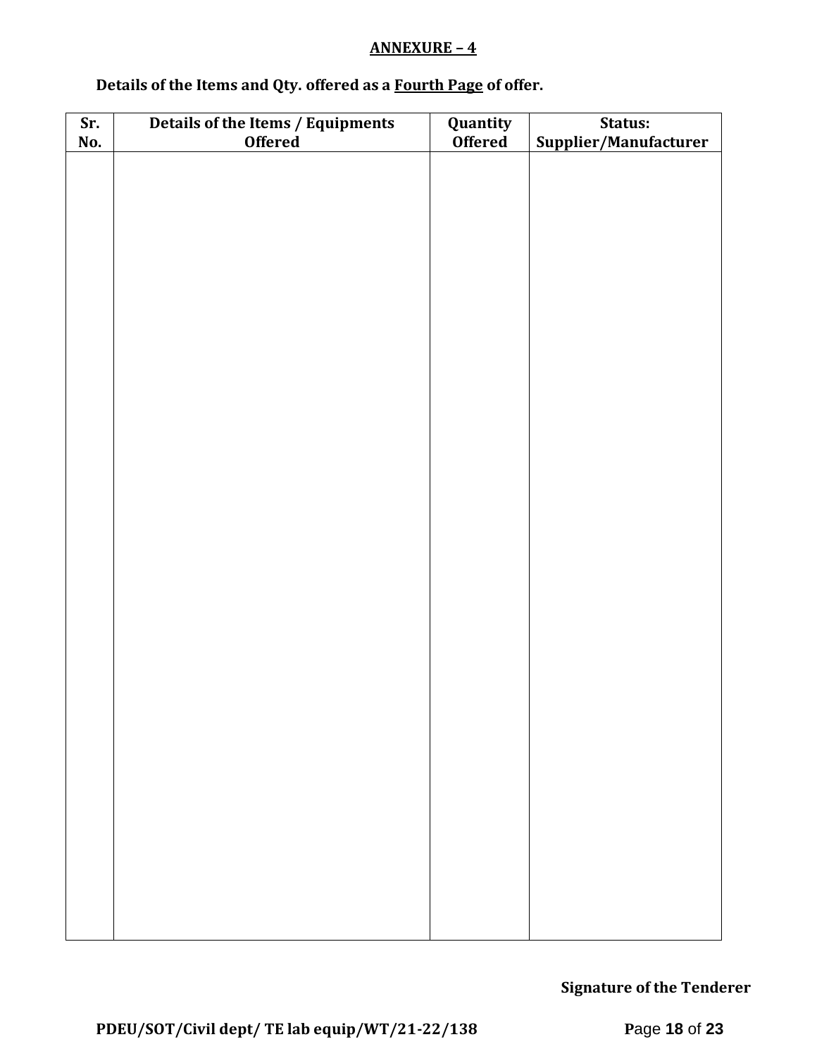**ANNEXURE – 4**

**Details of the Items and Qty. offered as a Fourth Page of offer.**

| Sr. No. | Details of the Items / Equipments Offered | Quantity Offered | Status: Supplier/Manufacturer |
|---|---|---|---|
| | | | |

**Signature of the Tenderer**

**PDEU/SOT/Civil dept/ TE lab equip/WT/21-22/138**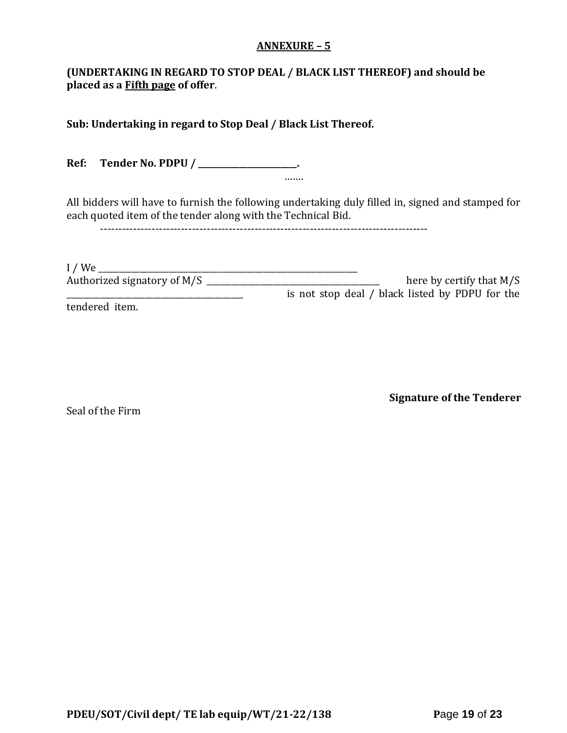## ANNEXURE – 5

**(UNDERTAKING IN REGARD TO STOP DEAL / BLACK LIST THEREOF) and should be placed as a Fifth page of offer**.

**Sub: Undertaking in regard to Stop Deal / Black List Thereof.**

**Ref: Tender No. PDPU / \_\_\_\_\_\_\_\_\_\_\_\_\_\_\_\_\_\_\_\_\_\_\_\_.**

…….

All bidders will have to furnish the following undertaking duly filled in, signed and stamped for each quoted item of the tender along with the Technical Bid.

-------------------------------------------------------------------------------------------

I / We \_\_\_\_\_\_\_\_\_\_\_\_\_\_\_\_\_\_\_\_\_\_\_\_\_\_\_\_\_\_\_\_\_\_\_\_\_\_\_\_\_\_\_\_\_\_\_\_\_\_\_\_\_\_\_\_\_\_\_\_\_\_\_\_\_
Authorized signatory of M/S \_\_\_\_\_\_\_\_\_\_\_\_\_\_\_\_\_\_\_\_\_\_\_\_\_\_\_\_\_\_\_\_\_\_\_\_\_\_\_\_\_\_ here by certify that M/S \_\_\_\_\_\_\_\_\_\_\_\_\_\_\_\_\_\_\_\_\_\_\_\_\_\_\_\_\_\_\_\_\_\_\_\_\_\_\_\_\_\_ is not stop deal / black listed by PDPU for the tendered item.

**Signature of the Tenderer**

Seal of the Firm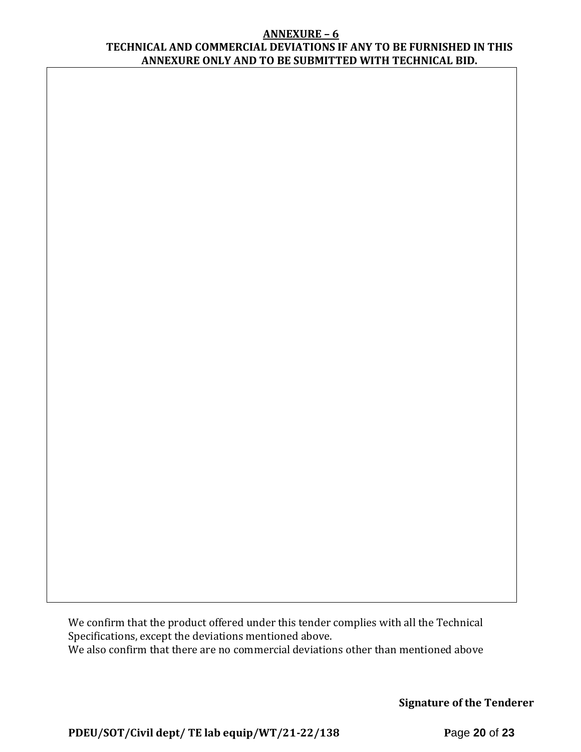**ANNEXURE – 6**

**TECHNICAL AND COMMERCIAL DEVIATIONS IF ANY TO BE FURNISHED IN THIS ANNEXURE ONLY AND TO BE SUBMITTED WITH TECHNICAL BID.**

| |
|---|
| |

We confirm that the product offered under this tender complies with all the Technical Specifications, except the deviations mentioned above.
We also confirm that there are no commercial deviations other than mentioned above

**Signature of the Tenderer**

**PDEU/SOT/Civil dept/ TE lab equip/WT/21-22/138**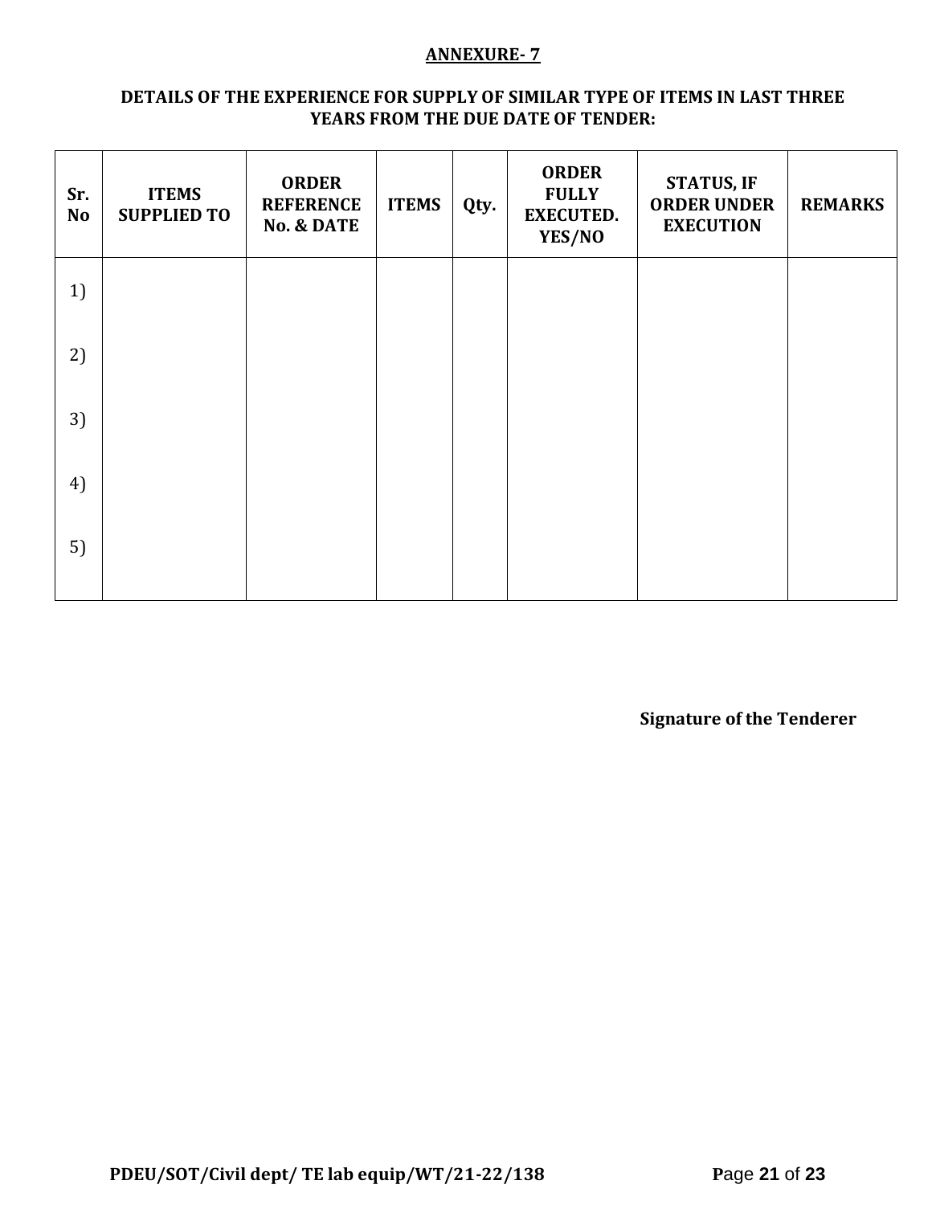## ANNEXURE- 7

### DETAILS OF THE EXPERIENCE FOR SUPPLY OF SIMILAR TYPE OF ITEMS IN LAST THREE YEARS FROM THE DUE DATE OF TENDER:

| Sr. No | ITEMS SUPPLIED TO | ORDER REFERENCE No. & DATE | ITEMS | Qty. | ORDER FULLY EXECUTED. YES/NO | STATUS, IF ORDER UNDER EXECUTION | REMARKS |
|---|---|---|---|---|---|---|---|
| 1) | | | | | | | |
| 2) | | | | | | | |
| 3) | | | | | | | |
| 4) | | | | | | | |
| 5) | | | | | | | |

**Signature of the Tenderer**

**PDEU/SOT/Civil dept/ TE lab equip/WT/21-22/138**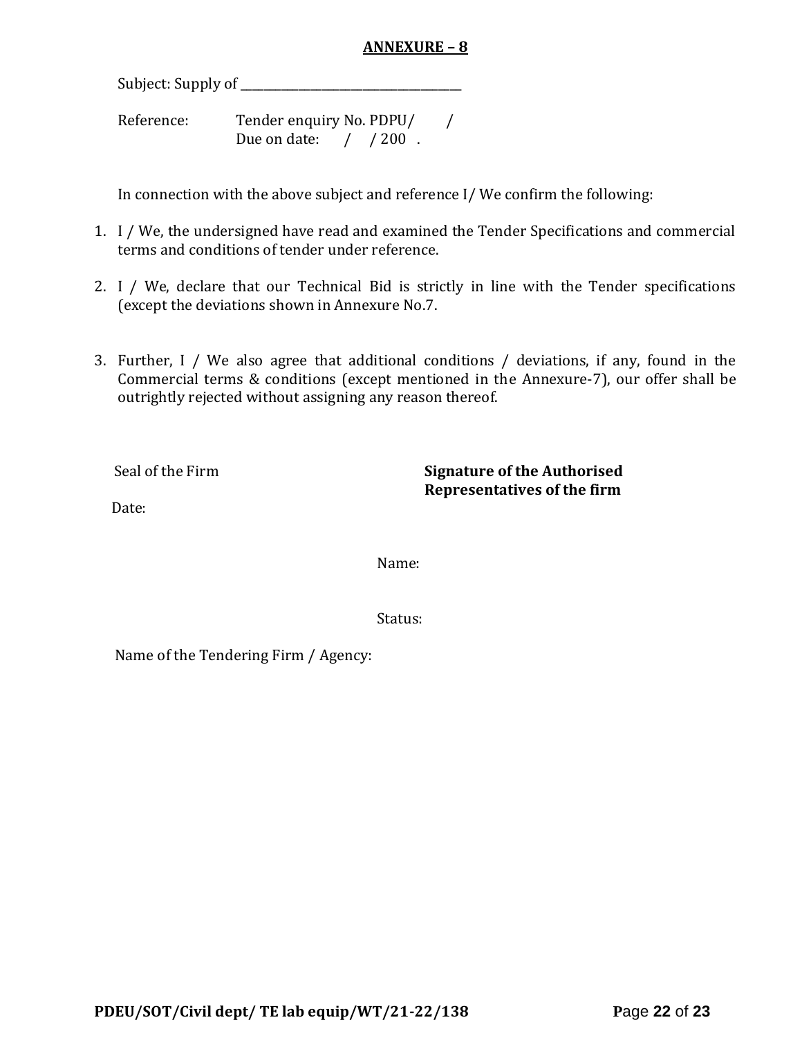## ANNEXURE – 8

Subject: Supply of ______________________________________

Reference: Tender enquiry No. PDPU/ /
Due on date: / / 200 .

In connection with the above subject and reference I/ We confirm the following:

1. I / We, the undersigned have read and examined the Tender Specifications and commercial terms and conditions of tender under reference.

2. I / We, declare that our Technical Bid is strictly in line with the Tender specifications (except the deviations shown in Annexure No.7.

3. Further, I / We also agree that additional conditions / deviations, if any, found in the Commercial terms & conditions (except mentioned in the Annexure-7), our offer shall be outrightly rejected without assigning any reason thereof.

Seal of the Firm

Date:

**Signature of the Authorised Representatives of the firm**

Name:

Status:

Name of the Tendering Firm / Agency: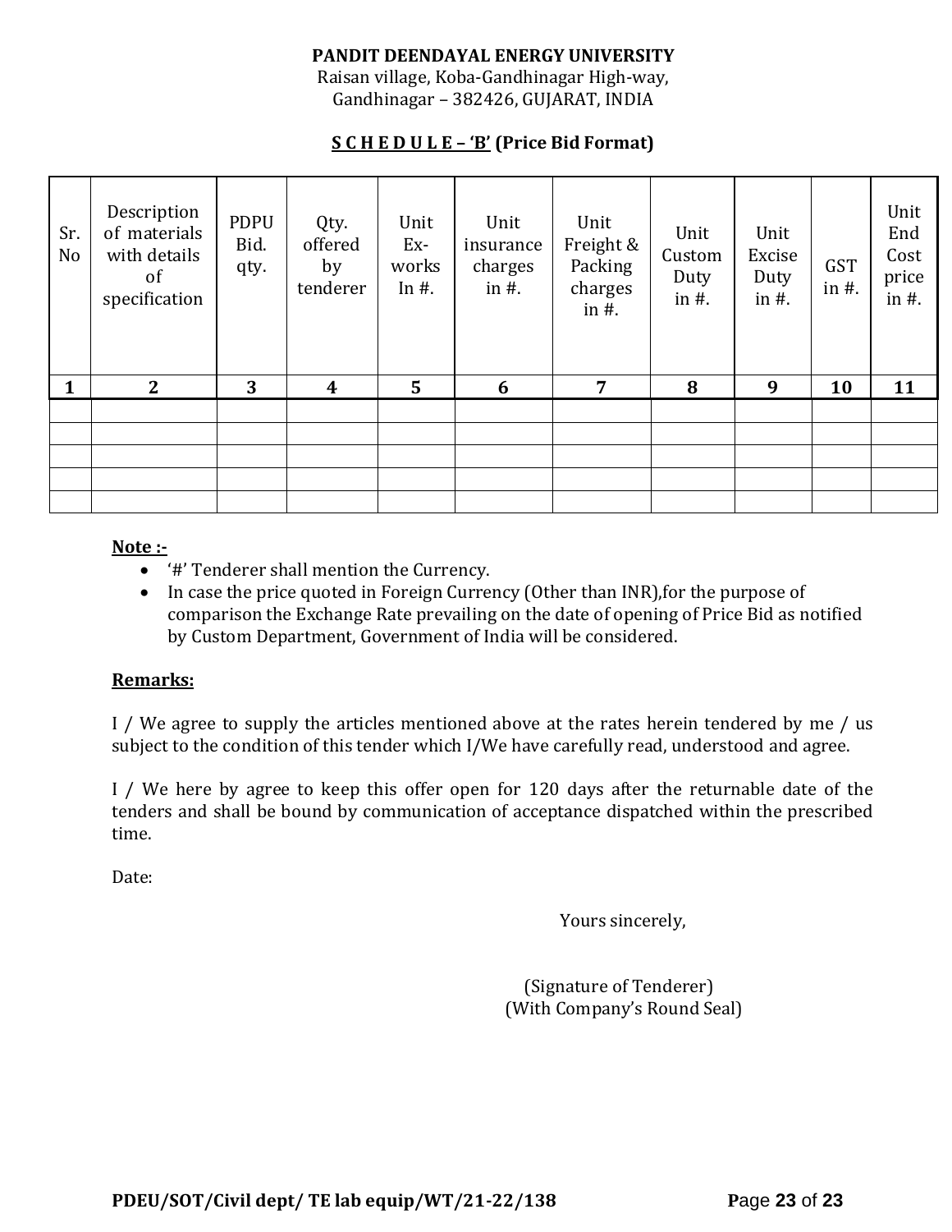**PANDIT DEENDAYAL ENERGY UNIVERSITY**
Raisan village, Koba-Gandhinagar High-way,
Gandhinagar – 382426, GUJARAT, INDIA

**S C H E D U L E – 'B' (Price Bid Format)**

| Sr. No | Description of materials with details of specification | PDPU Bid. qty. | Qty. offered by tenderer | Unit Ex-works In #. | Unit insurance charges in #. | Unit Freight & Packing charges in #. | Unit Custom Duty in #. | Unit Excise Duty in #. | GST in #. | Unit End Cost price in #. |
|---|---|---|---|---|---|---|---|---|---|---|
| **1** | **2** | **3** | **4** | **5** | **6** | **7** | **8** | **9** | **10** | **11** |
| | | | | | | | | | | |
| | | | | | | | | | | |
| | | | | | | | | | | |
| | | | | | | | | | | |
| | | | | | | | | | | |

**Note :-**

- '#' Tenderer shall mention the Currency.
- In case the price quoted in Foreign Currency (Other than INR),for the purpose of comparison the Exchange Rate prevailing on the date of opening of Price Bid as notified by Custom Department, Government of India will be considered.

**Remarks:**

I / We agree to supply the articles mentioned above at the rates herein tendered by me / us subject to the condition of this tender which I/We have carefully read, understood and agree.

I / We here by agree to keep this offer open for 120 days after the returnable date of the tenders and shall be bound by communication of acceptance dispatched within the prescribed time.

Date:

Yours sincerely,

(Signature of Tenderer)
(With Company's Round Seal)

**PDEU/SOT/Civil dept/ TE lab equip/WT/21-22/138**